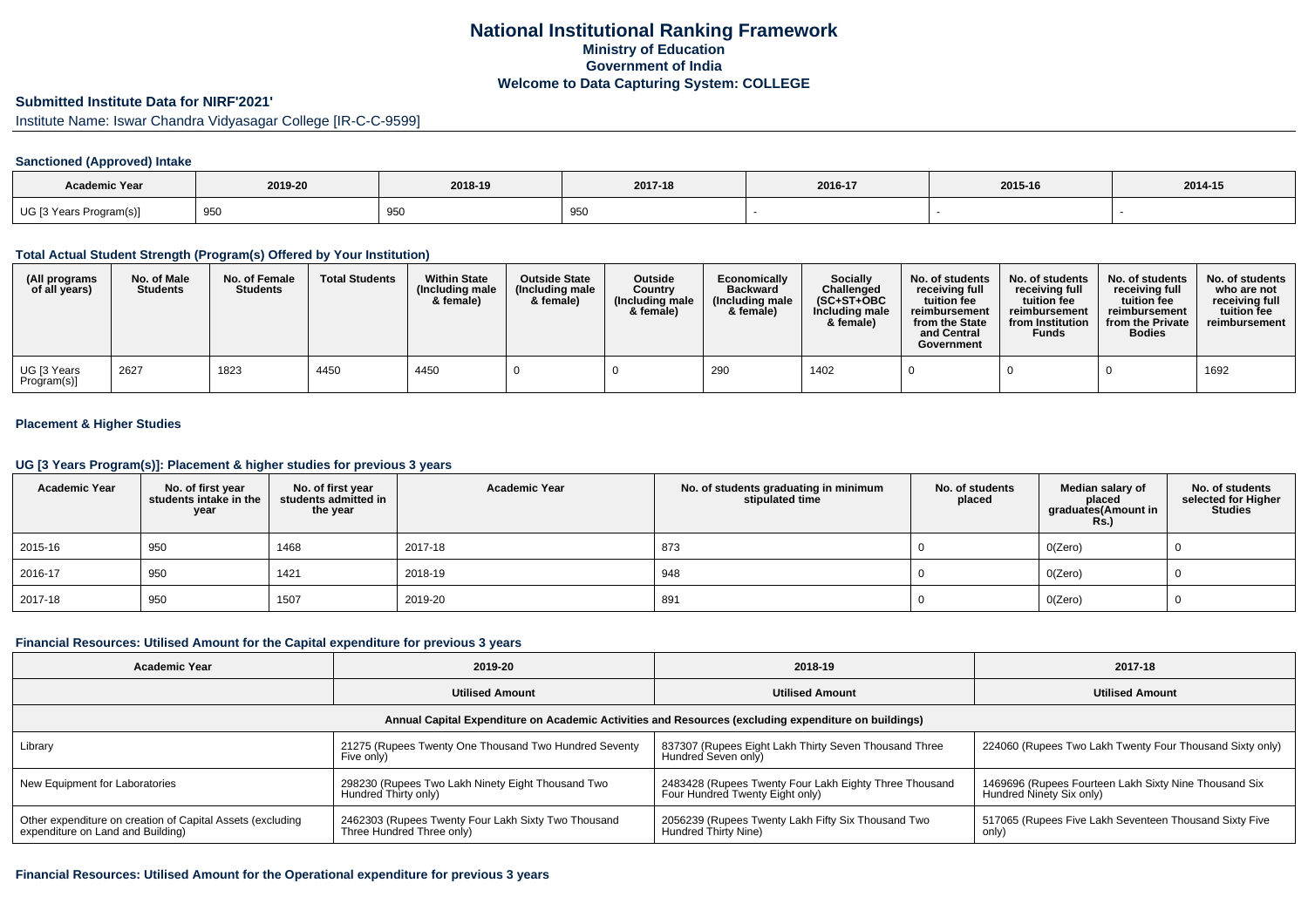# National Institutional Ranking Framework

## Ministry of Education

## Government of India

## Welcome to Data Capturing System: COLLEGE

### Submitted Institute Data for NIRF'2021'

Institute Name: Iswar Chandra Vidyasagar College [IR-C-C-9599]

#### Sanctioned (Approved) Intake

| Academic Year | 2019-20 | 2018-19 | 2017-18 | 2016-17 | 2015-16 | 2014-15 |
|---|---|---|---|---|---|---|
| UG [3 Years Program(s)] | 950 | 950 | 950 | - | - | - |

#### Total Actual Student Strength (Program(s) Offered by Your Institution)

| (All programs of all years) | No. of Male Students | No. of Female Students | Total Students | Within State (Including male & female) | Outside State (Including male & female) | Outside Country (Including male & female) | Economically Backward (Including male & female) | Socially Challenged (SC+ST+OBC Including male & female) | No. of students receiving full tuition fee reimbursement from the State and Central Government | No. of students receiving full tuition fee reimbursement from Institution Funds | No. of students receiving full tuition fee reimbursement from the Private Bodies | No. of students who are not receiving full tuition fee reimbursement |
|---|---|---|---|---|---|---|---|---|---|---|---|---|
| UG [3 Years Program(s)] | 2627 | 1823 | 4450 | 4450 | 0 | 0 | 290 | 1402 | 0 | 0 | 0 | 1692 |

#### Placement & Higher Studies

#### UG [3 Years Program(s)]: Placement & higher studies for previous 3 years

| Academic Year | No. of first year students intake in the year | No. of first year students admitted in the year | Academic Year | No. of students graduating in minimum stipulated time | No. of students placed | Median salary of placed graduates(Amount in Rs.) | No. of students selected for Higher Studies |
|---|---|---|---|---|---|---|---|
| 2015-16 | 950 | 1468 | 2017-18 | 873 | 0 | 0(Zero) | 0 |
| 2016-17 | 950 | 1421 | 2018-19 | 948 | 0 | 0(Zero) | 0 |
| 2017-18 | 950 | 1507 | 2019-20 | 891 | 0 | 0(Zero) | 0 |

#### Financial Resources: Utilised Amount for the Capital expenditure for previous 3 years

| Academic Year | 2019-20 | 2018-19 | 2017-18 |
|---|---|---|---|
| | Utilised Amount | Utilised Amount | Utilised Amount |
| Annual Capital Expenditure on Academic Activities and Resources (excluding expenditure on buildings) | | | |
| Library | 21275 (Rupees Twenty One Thousand Two Hundred Seventy Five only) | 837307 (Rupees Eight Lakh Thirty Seven Thousand Three Hundred Seven only) | 224060 (Rupees Two Lakh Twenty Four Thousand Sixty only) |
| New Equipment for Laboratories | 298230 (Rupees Two Lakh Ninety Eight Thousand Two Hundred Thirty only) | 2483428 (Rupees Twenty Four Lakh Eighty Three Thousand Four Hundred Twenty Eight only) | 1469696 (Rupees Fourteen Lakh Sixty Nine Thousand Six Hundred Ninety Six only) |
| Other expenditure on creation of Capital Assets (excluding expenditure on Land and Building) | 2462303 (Rupees Twenty Four Lakh Sixty Two Thousand Three Hundred Three only) | 2056239 (Rupees Twenty Lakh Fifty Six Thousand Two Hundred Thirty Nine) | 517065 (Rupees Five Lakh Seventeen Thousand Sixty Five only) |

#### Financial Resources: Utilised Amount for the Operational expenditure for previous 3 years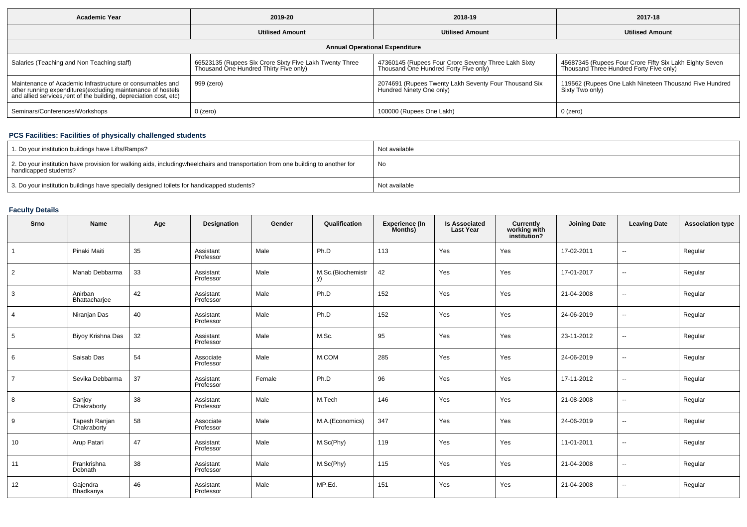| Academic Year | 2019-20 | 2018-19 | 2017-18 |
|---|---|---|---|
| | Utilised Amount | Utilised Amount | Utilised Amount |
| **Annual Operational Expenditure** | | | |
| Salaries (Teaching and Non Teaching staff) | 66523135 (Rupees Six Crore Sixty Five Lakh Twenty Three Thousand One Hundred Thirty Five only) | 47360145 (Rupees Four Crore Seventy Three Lakh Sixty Thousand One Hundred Forty Five only) | 45687345 (Rupees Four Crore Fifty Six Lakh Eighty Seven Thousand Three Hundred Forty Five only) |
| Maintenance of Academic Infrastructure or consumables and other running expenditures(excluding maintenance of hostels and allied services,rent of the building, depreciation cost, etc) | 999 (zero) | 2074691 (Rupees Twenty Lakh Seventy Four Thousand Six Hundred Ninety One only) | 119562 (Rupees One Lakh Nineteen Thousand Five Hundred Sixty Two only) |
| Seminars/Conferences/Workshops | 0 (zero) | 100000 (Rupees One Lakh) | 0 (zero) |

## PCS Facilities: Facilities of physically challenged students

| | |
|---|---|
| 1. Do your institution buildings have Lifts/Ramps? | Not available |
| 2. Do your institution have provision for walking aids, includingwheelchairs and transportation from one building to another for handicapped students? | No |
| 3. Do your institution buildings have specially designed toilets for handicapped students? | Not available |

## Faculty Details

| Srno | Name | Age | Designation | Gender | Qualification | Experience (In Months) | Is Associated Last Year | Currently working with institution? | Joining Date | Leaving Date | Association type |
|---|---|---|---|---|---|---|---|---|---|---|---|
| 1 | Pinaki Maiti | 35 | Assistant Professor | Male | Ph.D | 113 | Yes | Yes | 17-02-2011 | -- | Regular |
| 2 | Manab Debbarma | 33 | Assistant Professor | Male | M.Sc.(Biochemistry) | 42 | Yes | Yes | 17-01-2017 | -- | Regular |
| 3 | Anirban Bhattacharjee | 42 | Assistant Professor | Male | Ph.D | 152 | Yes | Yes | 21-04-2008 | -- | Regular |
| 4 | Niranjan Das | 40 | Assistant Professor | Male | Ph.D | 152 | Yes | Yes | 24-06-2019 | -- | Regular |
| 5 | Biyoy Krishna Das | 32 | Assistant Professor | Male | M.Sc. | 95 | Yes | Yes | 23-11-2012 | -- | Regular |
| 6 | Saisab Das | 54 | Associate Professor | Male | M.COM | 285 | Yes | Yes | 24-06-2019 | -- | Regular |
| 7 | Sevika Debbarma | 37 | Assistant Professor | Female | Ph.D | 96 | Yes | Yes | 17-11-2012 | -- | Regular |
| 8 | Sanjoy Chakraborty | 38 | Assistant Professor | Male | M.Tech | 146 | Yes | Yes | 21-08-2008 | -- | Regular |
| 9 | Tapesh Ranjan Chakraborty | 58 | Associate Professor | Male | M.A.(Economics) | 347 | Yes | Yes | 24-06-2019 | -- | Regular |
| 10 | Arup Patari | 47 | Assistant Professor | Male | M.Sc(Phy) | 119 | Yes | Yes | 11-01-2011 | -- | Regular |
| 11 | Prankrishna Debnath | 38 | Assistant Professor | Male | M.Sc(Phy) | 115 | Yes | Yes | 21-04-2008 | -- | Regular |
| 12 | Gajendra Bhadkariya | 46 | Assistant Professor | Male | MP.Ed. | 151 | Yes | Yes | 21-04-2008 | -- | Regular |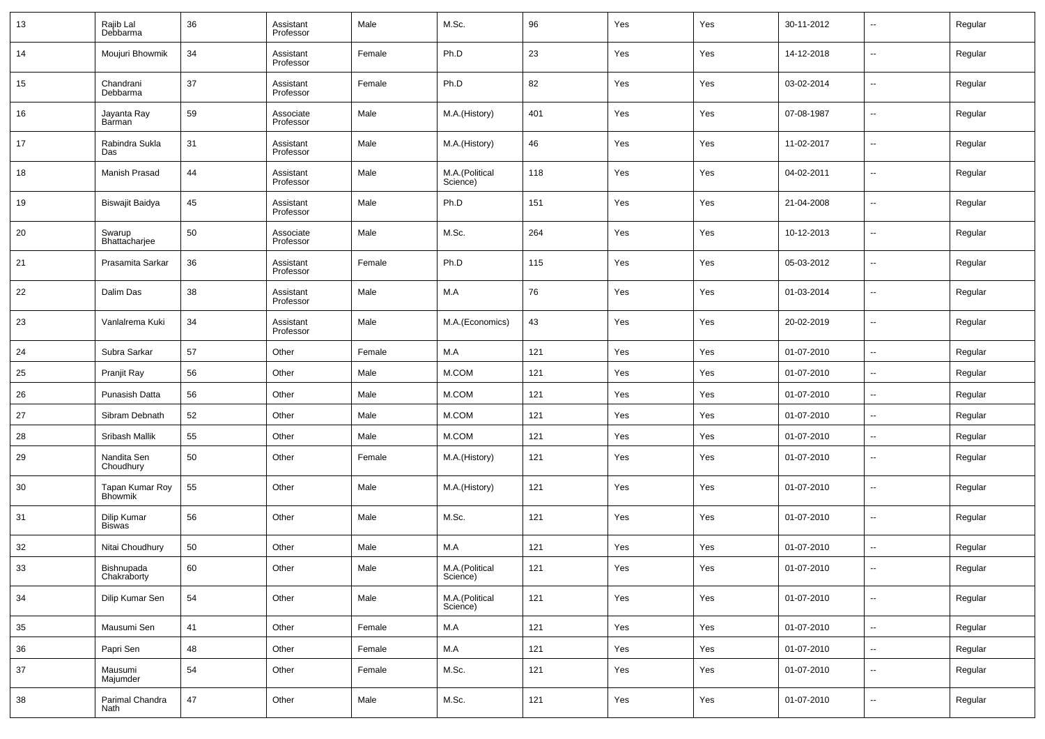| 13 | Rajib Lal Debbarma | 36 | Assistant Professor | Male | M.Sc. | 96 | Yes | Yes | 30-11-2012 | -- | Regular |
|---|---|---|---|---|---|---|---|---|---|---|---|
| 14 | Moujuri Bhowmik | 34 | Assistant Professor | Female | Ph.D | 23 | Yes | Yes | 14-12-2018 | -- | Regular |
| 15 | Chandrani Debbarma | 37 | Assistant Professor | Female | Ph.D | 82 | Yes | Yes | 03-02-2014 | -- | Regular |
| 16 | Jayanta Ray Barman | 59 | Associate Professor | Male | M.A.(History) | 401 | Yes | Yes | 07-08-1987 | -- | Regular |
| 17 | Rabindra Sukla Das | 31 | Assistant Professor | Male | M.A.(History) | 46 | Yes | Yes | 11-02-2017 | -- | Regular |
| 18 | Manish Prasad | 44 | Assistant Professor | Male | M.A.(Political Science) | 118 | Yes | Yes | 04-02-2011 | -- | Regular |
| 19 | Biswajit Baidya | 45 | Assistant Professor | Male | Ph.D | 151 | Yes | Yes | 21-04-2008 | -- | Regular |
| 20 | Swarup Bhattacharjee | 50 | Associate Professor | Male | M.Sc. | 264 | Yes | Yes | 10-12-2013 | -- | Regular |
| 21 | Prasamita Sarkar | 36 | Assistant Professor | Female | Ph.D | 115 | Yes | Yes | 05-03-2012 | -- | Regular |
| 22 | Dalim Das | 38 | Assistant Professor | Male | M.A | 76 | Yes | Yes | 01-03-2014 | -- | Regular |
| 23 | Vanlalrema Kuki | 34 | Assistant Professor | Male | M.A.(Economics) | 43 | Yes | Yes | 20-02-2019 | -- | Regular |
| 24 | Subra Sarkar | 57 | Other | Female | M.A | 121 | Yes | Yes | 01-07-2010 | -- | Regular |
| 25 | Pranjit Ray | 56 | Other | Male | M.COM | 121 | Yes | Yes | 01-07-2010 | -- | Regular |
| 26 | Punasish Datta | 56 | Other | Male | M.COM | 121 | Yes | Yes | 01-07-2010 | -- | Regular |
| 27 | Sibram Debnath | 52 | Other | Male | M.COM | 121 | Yes | Yes | 01-07-2010 | -- | Regular |
| 28 | Sribash Mallik | 55 | Other | Male | M.COM | 121 | Yes | Yes | 01-07-2010 | -- | Regular |
| 29 | Nandita Sen Choudhury | 50 | Other | Female | M.A.(History) | 121 | Yes | Yes | 01-07-2010 | -- | Regular |
| 30 | Tapan Kumar Roy Bhowmik | 55 | Other | Male | M.A.(History) | 121 | Yes | Yes | 01-07-2010 | -- | Regular |
| 31 | Dilip Kumar Biswas | 56 | Other | Male | M.Sc. | 121 | Yes | Yes | 01-07-2010 | -- | Regular |
| 32 | Nitai Choudhury | 50 | Other | Male | M.A | 121 | Yes | Yes | 01-07-2010 | -- | Regular |
| 33 | Bishnupada Chakraborty | 60 | Other | Male | M.A.(Political Science) | 121 | Yes | Yes | 01-07-2010 | -- | Regular |
| 34 | Dilip Kumar Sen | 54 | Other | Male | M.A.(Political Science) | 121 | Yes | Yes | 01-07-2010 | -- | Regular |
| 35 | Mausumi Sen | 41 | Other | Female | M.A | 121 | Yes | Yes | 01-07-2010 | -- | Regular |
| 36 | Papri Sen | 48 | Other | Female | M.A | 121 | Yes | Yes | 01-07-2010 | -- | Regular |
| 37 | Mausumi Majumder | 54 | Other | Female | M.Sc. | 121 | Yes | Yes | 01-07-2010 | -- | Regular |
| 38 | Parimal Chandra Nath | 47 | Other | Male | M.Sc. | 121 | Yes | Yes | 01-07-2010 | -- | Regular |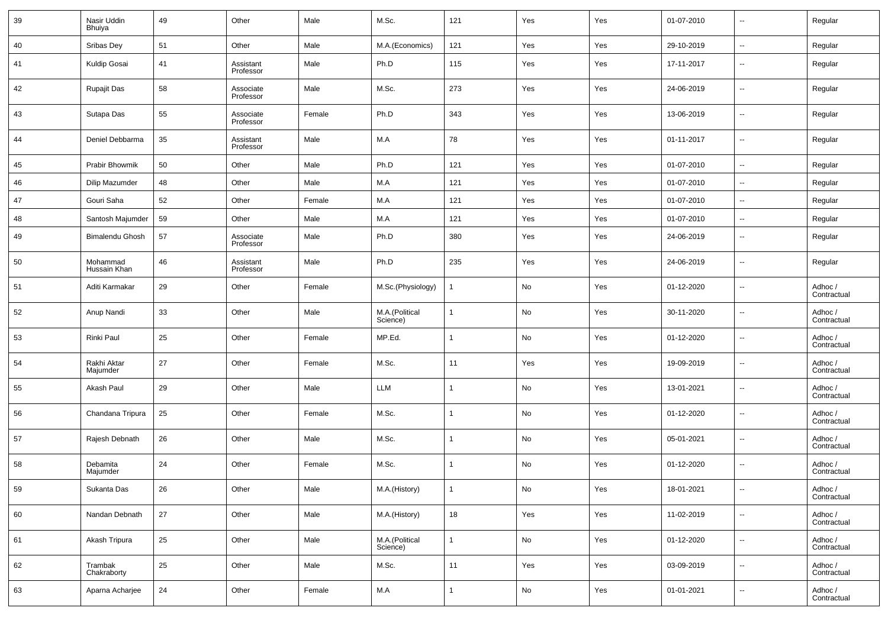| 39 | Nasir Uddin Bhuiya | 49 | Other | Male | M.Sc. | 121 | Yes | Yes | 01-07-2010 | -- | Regular |
|---|---|---|---|---|---|---|---|---|---|---|---|
| 40 | Sribas Dey | 51 | Other | Male | M.A.(Economics) | 121 | Yes | Yes | 29-10-2019 | -- | Regular |
| 41 | Kuldip Gosai | 41 | Assistant Professor | Male | Ph.D | 115 | Yes | Yes | 17-11-2017 | -- | Regular |
| 42 | Rupajit Das | 58 | Associate Professor | Male | M.Sc. | 273 | Yes | Yes | 24-06-2019 | -- | Regular |
| 43 | Sutapa Das | 55 | Associate Professor | Female | Ph.D | 343 | Yes | Yes | 13-06-2019 | -- | Regular |
| 44 | Deniel Debbarma | 35 | Assistant Professor | Male | M.A | 78 | Yes | Yes | 01-11-2017 | -- | Regular |
| 45 | Prabir Bhowmik | 50 | Other | Male | Ph.D | 121 | Yes | Yes | 01-07-2010 | -- | Regular |
| 46 | Dilip Mazumder | 48 | Other | Male | M.A | 121 | Yes | Yes | 01-07-2010 | -- | Regular |
| 47 | Gouri Saha | 52 | Other | Female | M.A | 121 | Yes | Yes | 01-07-2010 | -- | Regular |
| 48 | Santosh Majumder | 59 | Other | Male | M.A | 121 | Yes | Yes | 01-07-2010 | -- | Regular |
| 49 | Bimalendu Ghosh | 57 | Associate Professor | Male | Ph.D | 380 | Yes | Yes | 24-06-2019 | -- | Regular |
| 50 | Mohammad Hussain Khan | 46 | Assistant Professor | Male | Ph.D | 235 | Yes | Yes | 24-06-2019 | -- | Regular |
| 51 | Aditi Karmakar | 29 | Other | Female | M.Sc.(Physiology) | 1 | No | Yes | 01-12-2020 | -- | Adhoc / Contractual |
| 52 | Anup Nandi | 33 | Other | Male | M.A.(Political Science) | 1 | No | Yes | 30-11-2020 | -- | Adhoc / Contractual |
| 53 | Rinki Paul | 25 | Other | Female | MP.Ed. | 1 | No | Yes | 01-12-2020 | -- | Adhoc / Contractual |
| 54 | Rakhi Aktar Majumder | 27 | Other | Female | M.Sc. | 11 | Yes | Yes | 19-09-2019 | -- | Adhoc / Contractual |
| 55 | Akash Paul | 29 | Other | Male | LLM | 1 | No | Yes | 13-01-2021 | -- | Adhoc / Contractual |
| 56 | Chandana Tripura | 25 | Other | Female | M.Sc. | 1 | No | Yes | 01-12-2020 | -- | Adhoc / Contractual |
| 57 | Rajesh Debnath | 26 | Other | Male | M.Sc. | 1 | No | Yes | 05-01-2021 | -- | Adhoc / Contractual |
| 58 | Debamita Majumder | 24 | Other | Female | M.Sc. | 1 | No | Yes | 01-12-2020 | -- | Adhoc / Contractual |
| 59 | Sukanta Das | 26 | Other | Male | M.A.(History) | 1 | No | Yes | 18-01-2021 | -- | Adhoc / Contractual |
| 60 | Nandan Debnath | 27 | Other | Male | M.A.(History) | 18 | Yes | Yes | 11-02-2019 | -- | Adhoc / Contractual |
| 61 | Akash Tripura | 25 | Other | Male | M.A.(Political Science) | 1 | No | Yes | 01-12-2020 | -- | Adhoc / Contractual |
| 62 | Trambak Chakraborty | 25 | Other | Male | M.Sc. | 11 | Yes | Yes | 03-09-2019 | -- | Adhoc / Contractual |
| 63 | Aparna Acharjee | 24 | Other | Female | M.A | 1 | No | Yes | 01-01-2021 | -- | Adhoc / Contractual |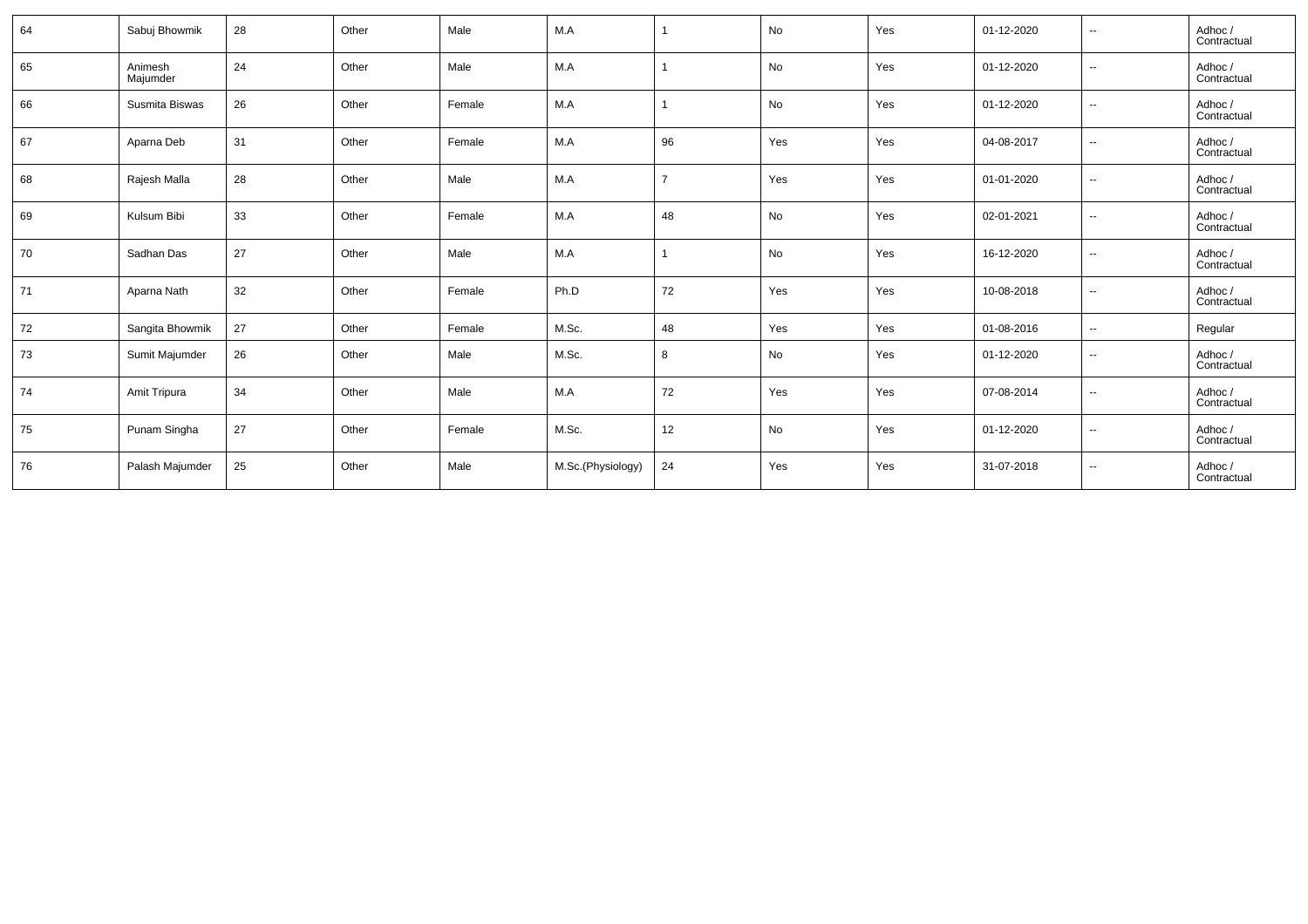| | | | | | | | | | | | |
|---|---|---|---|---|---|---|---|---|---|---|---|
| 64 | Sabuj Bhowmik | 28 | Other | Male | M.A | 1 | No | Yes | 01-12-2020 | -- | Adhoc / Contractual |
| 65 | Animesh Majumder | 24 | Other | Male | M.A | 1 | No | Yes | 01-12-2020 | -- | Adhoc / Contractual |
| 66 | Susmita Biswas | 26 | Other | Female | M.A | 1 | No | Yes | 01-12-2020 | -- | Adhoc / Contractual |
| 67 | Aparna Deb | 31 | Other | Female | M.A | 96 | Yes | Yes | 04-08-2017 | -- | Adhoc / Contractual |
| 68 | Rajesh Malla | 28 | Other | Male | M.A | 7 | Yes | Yes | 01-01-2020 | -- | Adhoc / Contractual |
| 69 | Kulsum Bibi | 33 | Other | Female | M.A | 48 | No | Yes | 02-01-2021 | -- | Adhoc / Contractual |
| 70 | Sadhan Das | 27 | Other | Male | M.A | 1 | No | Yes | 16-12-2020 | -- | Adhoc / Contractual |
| 71 | Aparna Nath | 32 | Other | Female | Ph.D | 72 | Yes | Yes | 10-08-2018 | -- | Adhoc / Contractual |
| 72 | Sangita Bhowmik | 27 | Other | Female | M.Sc. | 48 | Yes | Yes | 01-08-2016 | -- | Regular |
| 73 | Sumit Majumder | 26 | Other | Male | M.Sc. | 8 | No | Yes | 01-12-2020 | -- | Adhoc / Contractual |
| 74 | Amit Tripura | 34 | Other | Male | M.A | 72 | Yes | Yes | 07-08-2014 | -- | Adhoc / Contractual |
| 75 | Punam Singha | 27 | Other | Female | M.Sc. | 12 | No | Yes | 01-12-2020 | -- | Adhoc / Contractual |
| 76 | Palash Majumder | 25 | Other | Male | M.Sc.(Physiology) | 24 | Yes | Yes | 31-07-2018 | -- | Adhoc / Contractual |